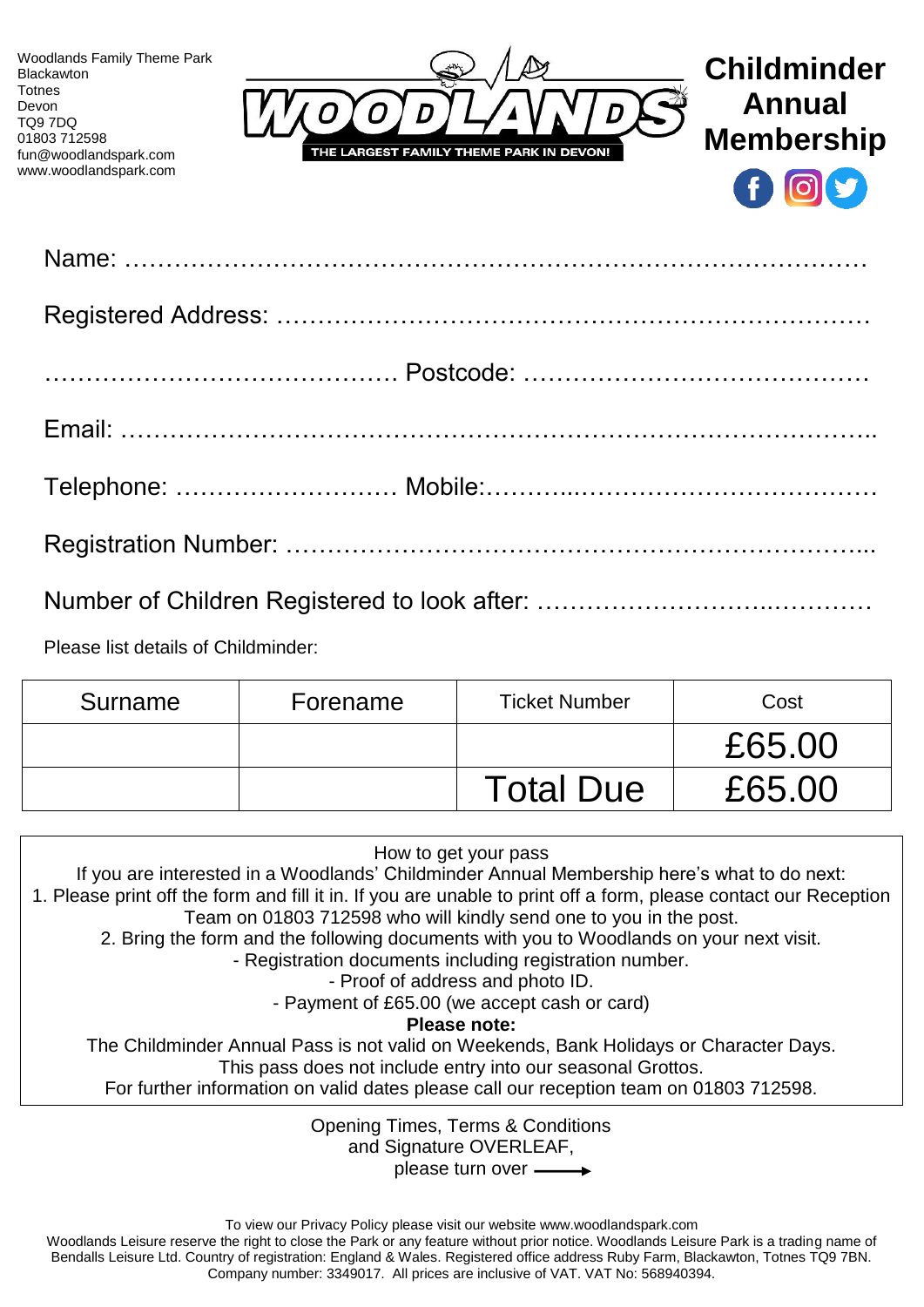Woodlands Family Theme Park
Blackawton
Totnes
Devon
TQ9 7DQ
01803 712598
fun@woodlandspark.com
www.woodlandspark.com

WOODLANDS

THE LARGEST FAMILY THEME PARK IN DEVON!

# Childminder Annual Membership

Name: ………………………………………………………………………………

Registered Address: ……………………………………………………………

…………………………………… Postcode: ……………………………………

Email: ………………………………………………………………………………..

Telephone: ……………………… Mobile:………..………………………………

Registration Number: …………………………………………………………...

Number of Children Registered to look after: ……………………..…………

Please list details of Childminder:

| Surname | Forename | Ticket Number | Cost |
|---|---|---|---|
| | | | £65.00 |
| | | Total Due | £65.00 |

How to get your pass

If you are interested in a Woodlands' Childminder Annual Membership here's what to do next:

1. Please print off the form and fill it in. If you are unable to print off a form, please contact our Reception Team on 01803 712598 who will kindly send one to you in the post.
2. Bring the form and the following documents with you to Woodlands on your next visit.
   - Registration documents including registration number.
   - Proof of address and photo ID.
   - Payment of £65.00 (we accept cash or card)

**Please note:**

The Childminder Annual Pass is not valid on Weekends, Bank Holidays or Character Days.
This pass does not include entry into our seasonal Grottos.
For further information on valid dates please call our reception team on 01803 712598.

Opening Times, Terms & Conditions
and Signature OVERLEAF,
please turn over ⟶

To view our Privacy Policy please visit our website www.woodlandspark.com
Woodlands Leisure reserve the right to close the Park or any feature without prior notice. Woodlands Leisure Park is a trading name of Bendalls Leisure Ltd. Country of registration: England & Wales. Registered office address Ruby Farm, Blackawton, Totnes TQ9 7BN. Company number: 3349017. All prices are inclusive of VAT. VAT No: 568940394.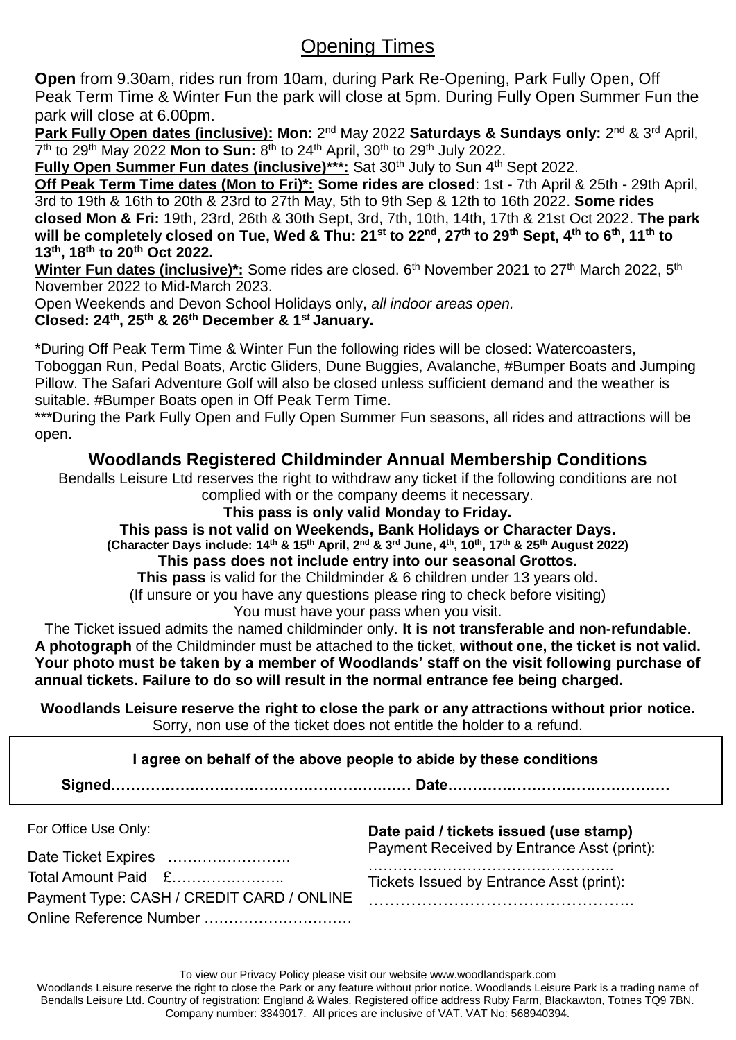## Opening Times

**Open** from 9.30am, rides run from 10am, during Park Re-Opening, Park Fully Open, Off Peak Term Time & Winter Fun the park will close at 5pm. During Fully Open Summer Fun the park will close at 6.00pm.

**Park Fully Open dates (inclusive): Mon:** 2nd May 2022 **Saturdays & Sundays only:** 2nd & 3rd April, 7th to 29th May 2022 **Mon to Sun:** 8th to 24th April, 30th to 29th July 2022.

**Fully Open Summer Fun dates (inclusive)\*\*\*:** Sat 30th July to Sun 4th Sept 2022.

**Off Peak Term Time dates (Mon to Fri)\*: Some rides are closed**: 1st - 7th April & 25th - 29th April, 3rd to 19th & 16th to 20th & 23rd to 27th May, 5th to 9th Sep & 12th to 16th 2022. **Some rides closed Mon & Fri:** 19th, 23rd, 26th & 30th Sept, 3rd, 7th, 10th, 14th, 17th & 21st Oct 2022. **The park will be completely closed on Tue, Wed & Thu: 21st to 22nd, 27th to 29th Sept, 4th to 6th, 11th to 13th, 18th to 20th Oct 2022.**

**Winter Fun dates (inclusive)\*:** Some rides are closed. 6th November 2021 to 27th March 2022, 5th November 2022 to Mid-March 2023.

Open Weekends and Devon School Holidays only, *all indoor areas open.*

**Closed: 24th, 25th & 26th December & 1st January.**

\*During Off Peak Term Time & Winter Fun the following rides will be closed: Watercoasters, Toboggan Run, Pedal Boats, Arctic Gliders, Dune Buggies, Avalanche, #Bumper Boats and Jumping Pillow. The Safari Adventure Golf will also be closed unless sufficient demand and the weather is suitable. #Bumper Boats open in Off Peak Term Time.

\*\*\*During the Park Fully Open and Fully Open Summer Fun seasons, all rides and attractions will be open.

### Woodlands Registered Childminder Annual Membership Conditions

Bendalls Leisure Ltd reserves the right to withdraw any ticket if the following conditions are not complied with or the company deems it necessary.

**This pass is only valid Monday to Friday.**

**This pass is not valid on Weekends, Bank Holidays or Character Days.**

**(Character Days include: 14th & 15th April, 2nd & 3rd June, 4th, 10th, 17th & 25th August 2022)**

**This pass does not include entry into our seasonal Grottos.**

**This pass** is valid for the Childminder & 6 children under 13 years old.

(If unsure or you have any questions please ring to check before visiting)

You must have your pass when you visit.

The Ticket issued admits the named childminder only. **It is not transferable and non-refundable**. **A photograph** of the Childminder must be attached to the ticket, **without one, the ticket is not valid. Your photo must be taken by a member of Woodlands' staff on the visit following purchase of annual tickets. Failure to do so will result in the normal entrance fee being charged.**

**Woodlands Leisure reserve the right to close the park or any attractions without prior notice.**
Sorry, non use of the ticket does not entitle the holder to a refund.

**I agree on behalf of the above people to abide by these conditions**

**Signed…………………………………………………… Date………………………………………**

For Office Use Only:

Date Ticket Expires …………………….

Total Amount Paid £…………………..

Payment Type: CASH / CREDIT CARD / ONLINE

Online Reference Number …………………………

**Date paid / tickets issued (use stamp)**

Payment Received by Entrance Asst (print):

…………………………………………..

Tickets Issued by Entrance Asst (print):

…………………………………………..

To view our Privacy Policy please visit our website www.woodlandspark.com

Woodlands Leisure reserve the right to close the Park or any feature without prior notice. Woodlands Leisure Park is a trading name of Bendalls Leisure Ltd. Country of registration: England & Wales. Registered office address Ruby Farm, Blackawton, Totnes TQ9 7BN. Company number: 3349017. All prices are inclusive of VAT. VAT No: 568940394.